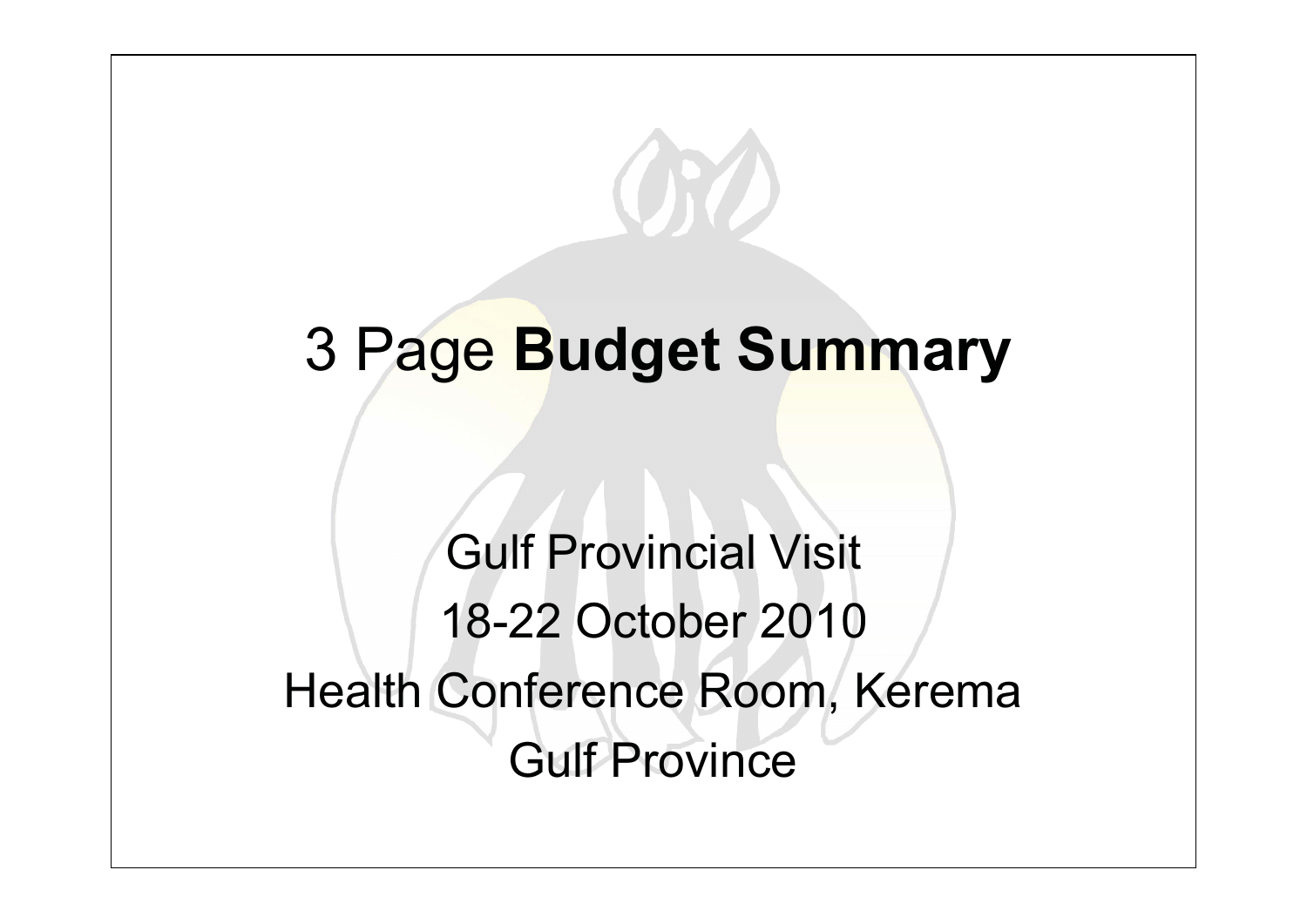# 3 Page **Budget Summary**

Gulf Provincial Visit

18-22 October 2010

Health Conference Room, Kerema

Gulf Province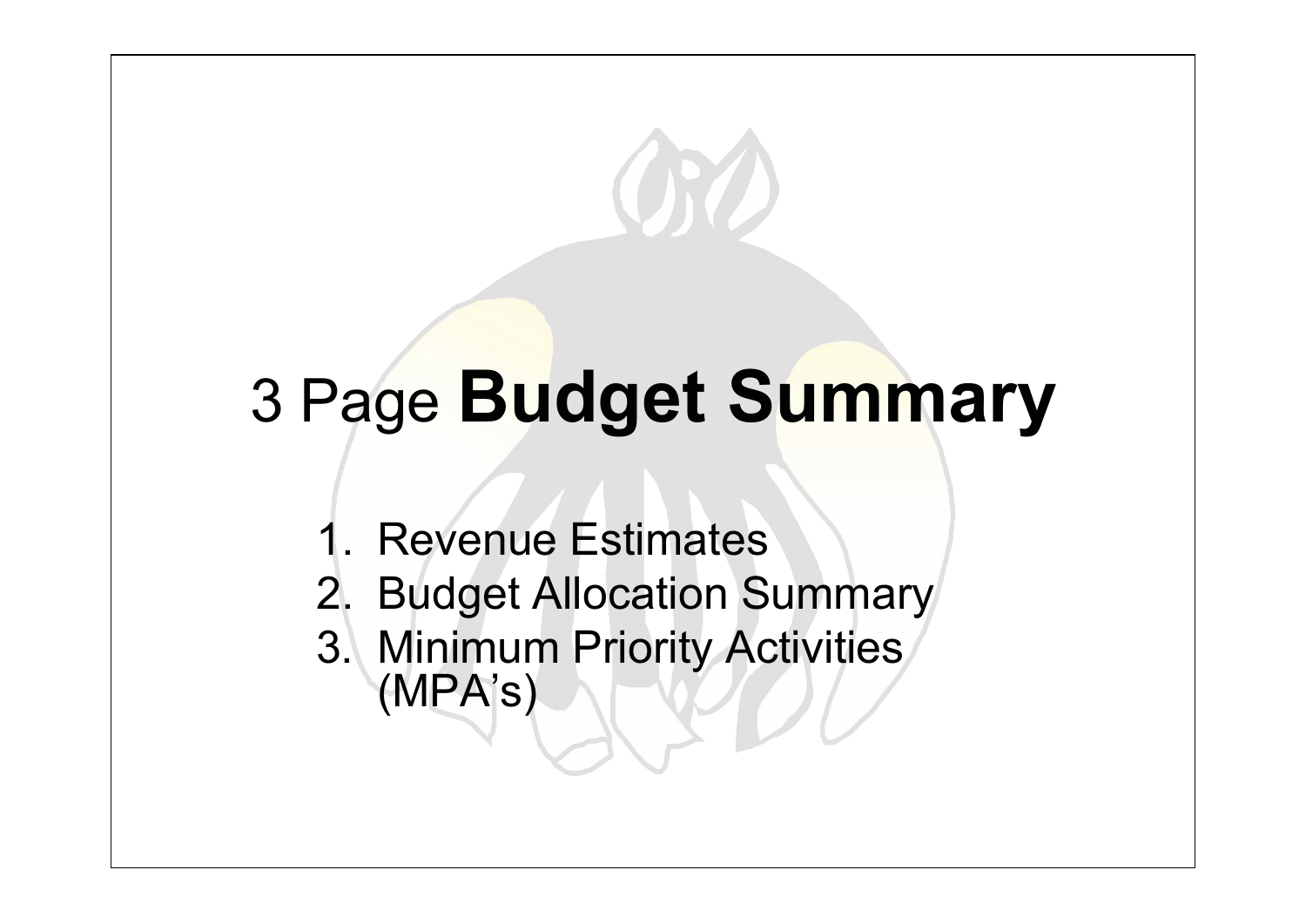# 3 Page **Budget Summary**

1. Revenue Estimates
2. Budget Allocation Summary
3. Minimum Priority Activities (MPA's)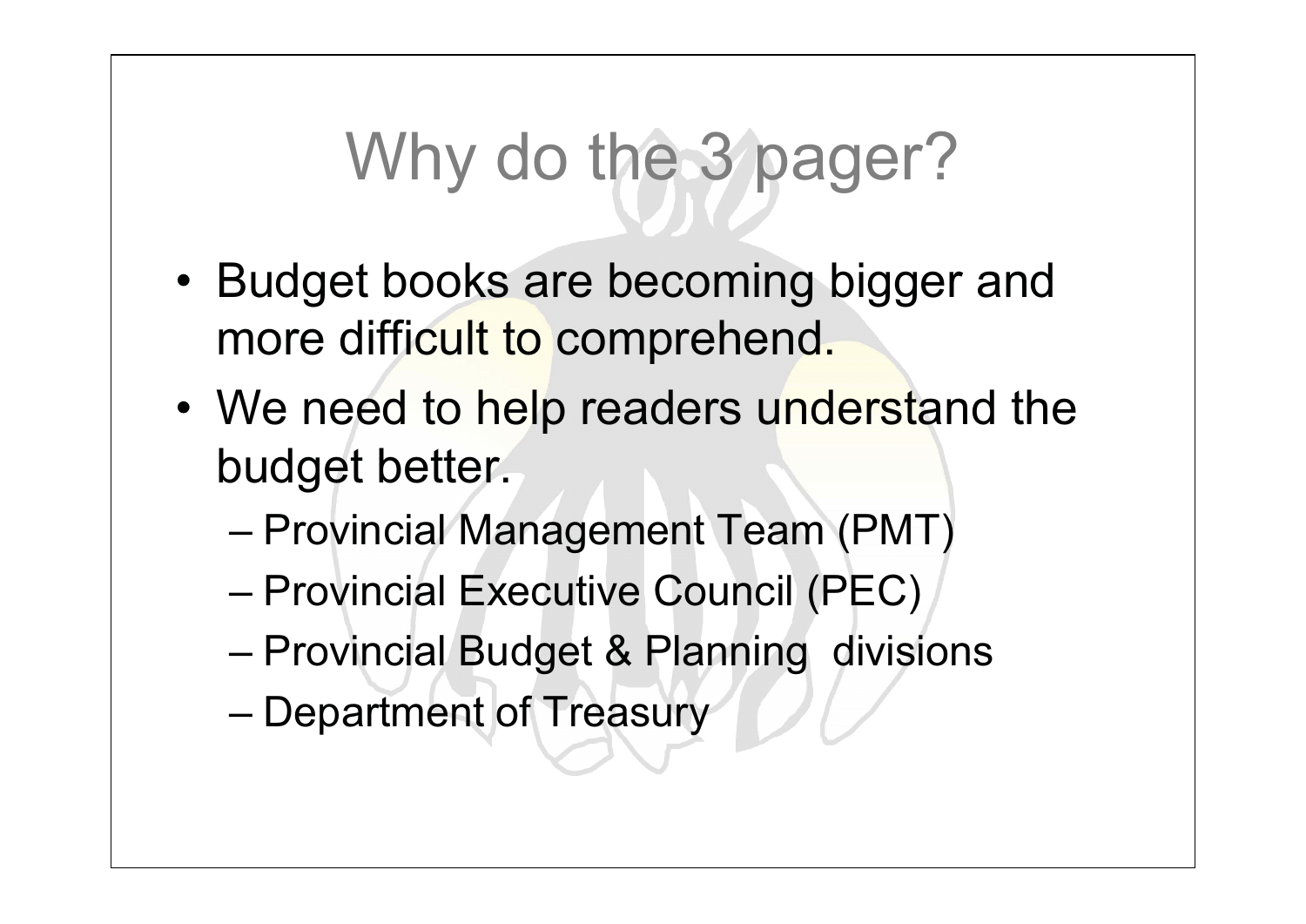# Why do the 3 pager?

- Budget books are becoming bigger and more difficult to comprehend.
- We need to help readers understand the budget better.
  - Provincial Management Team (PMT)
  - Provincial Executive Council (PEC)
  - Provincial Budget & Planning divisions
  - Department of Treasury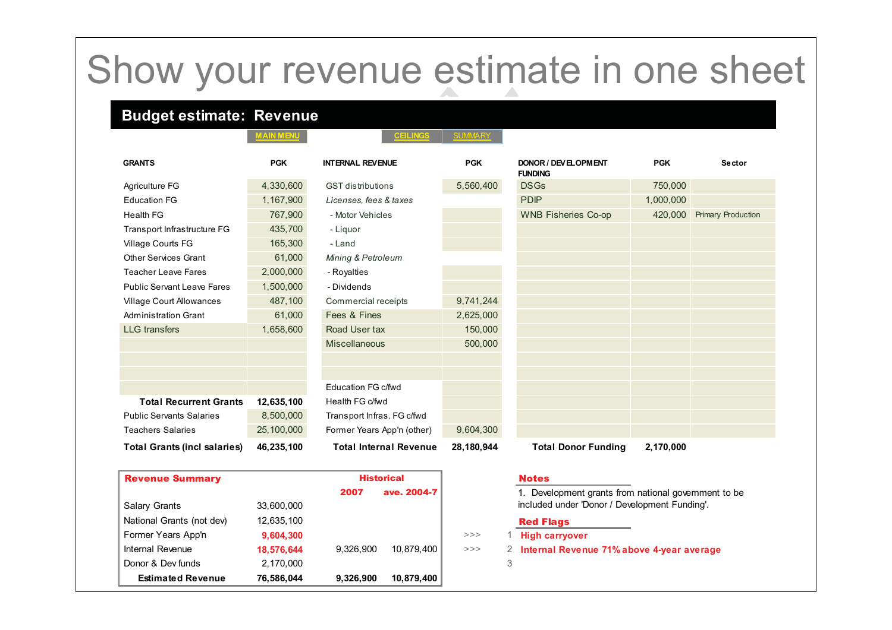# Show your revenue estimate in one sheet

## Budget estimate: Revenue

MAIN MENU | CEILINGS | SUMMARY

| GRANTS | PGK | INTERNAL REVENUE | PGK | DONOR / DEVELOPMENT FUNDING | PGK | Sector |
|---|---|---|---|---|---|---|
| Agriculture FG | 4,330,600 | GST distributions | 5,560,400 | DSGs | 750,000 | |
| Education FG | 1,167,900 | *Licenses, fees & taxes* | | PDIP | 1,000,000 | |
| Health FG | 767,900 | - Motor Vehicles | | WNB Fisheries Co-op | 420,000 | Primary Production |
| Transport Infrastructure FG | 435,700 | - Liquor | | | | |
| Village Courts FG | 165,300 | - Land | | | | |
| Other Services Grant | 61,000 | *Mining & Petroleum* | | | | |
| Teacher Leave Fares | 2,000,000 | - Royalties | | | | |
| Public Servant Leave Fares | 1,500,000 | - Dividends | | | | |
| Village Court Allowances | 487,100 | Commercial receipts | 9,741,244 | | | |
| Administration Grant | 61,000 | Fees & Fines | 2,625,000 | | | |
| LLG transfers | 1,658,600 | Road User tax | 150,000 | | | |
| | | Miscellaneous | 500,000 | | | |
| | | | | | | |
| | | | | | | |
| | | Education FG c/fwd | | | | |
| **Total Recurrent Grants** | **12,635,100** | Health FG c/fwd | | | | |
| Public Servants Salaries | 8,500,000 | Transport Infras. FG c/fwd | | | | |
| Teachers Salaries | 25,100,000 | Former Years App'n (other) | 9,604,300 | | | |
| **Total Grants (incl salaries)** | **46,235,100** | **Total Internal Revenue** | **28,180,944** | **Total Donor Funding** | **2,170,000** | |

| **Revenue Summary** | | **Historical** | |
|---|---|---|---|
| | | **2007** | **ave. 2004-7** |
| Salary Grants | 33,600,000 | | |
| National Grants (not dev) | 12,635,100 | | |
| Former Years App'n | 9,604,300 | | |
| Internal Revenue | 18,576,644 | 9,326,900 | 10,879,400 |
| Donor & Dev funds | 2,170,000 | | |
| **Estimated Revenue** | **76,586,044** | **9,326,900** | **10,879,400** |

**Notes**

1. Development grants from national government to be included under 'Donor / Development Funding'.

**Red Flags**

1. **High carryover**
2. **Internal Revenue 71% above 4-year average**
3.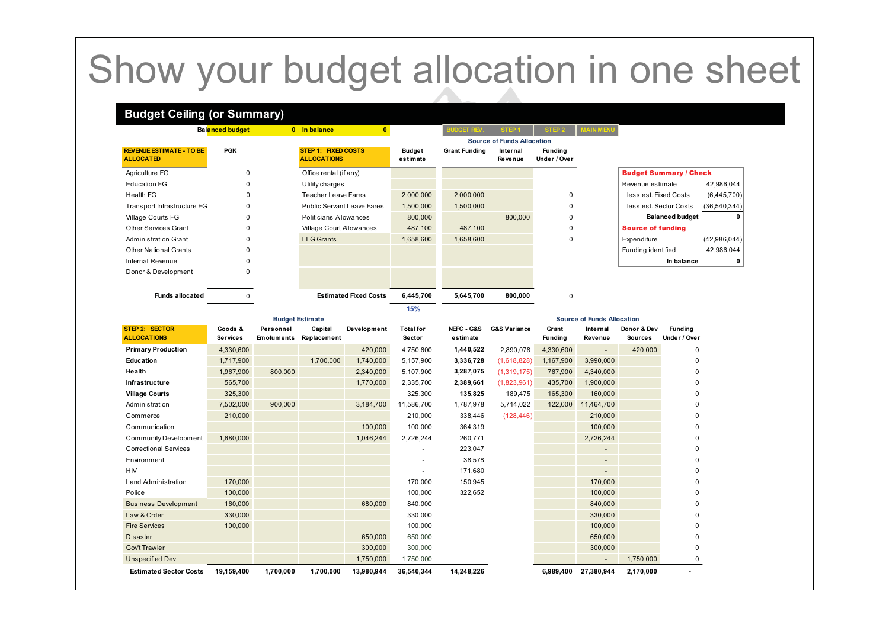# Show your budget allocation in one sheet

## Budget Ceiling (or Summary)

Balanced budget 0 In balance 0

BUDGET REV. | STEP 1 | STEP 2 | MAIN MENU

| REVENUE ESTIMATE - TO BE ALLOCATED | PGK |
|---|---|
| Agriculture FG | 0 |
| Education FG | 0 |
| Health FG | 0 |
| Transport Infrastructure FG | 0 |
| Village Courts FG | 0 |
| Other Services Grant | 0 |
| Administration Grant | 0 |
| Other National Grants | 0 |
| Internal Revenue | 0 |
| Donor & Development | 0 |
| **Funds allocated** | 0 |

| STEP 1: FIXED COSTS ALLOCATIONS | Budget estimate | Source of Funds Allocation | | |
|---|---|---|---|---|
| | | Grant Funding | Internal Revenue | Funding Under / Over |
| Office rental (if any) | | | | |
| Utility charges | | | | |
| Teacher Leave Fares | 2,000,000 | 2,000,000 | | 0 |
| Public Servant Leave Fares | 1,500,000 | 1,500,000 | | 0 |
| Politicians Allowances | 800,000 | | 800,000 | 0 |
| Village Court Allowances | 487,100 | 487,100 | | 0 |
| LLG Grants | 1,658,600 | 1,658,600 | | 0 |
| **Estimated Fixed Costs** | **6,445,700** | **5,645,700** | **800,000** | 0 |
| | 15% | | | |

| Budget Summary / Check | |
|---|---|
| Revenue estimate | 42,986,044 |
| less est. Fixed Costs | (6,445,700) |
| less est. Sector Costs | (36,540,344) |
| **Balanced budget** | **0** |
| **Source of funding** | |
| Expenditure | (42,986,044) |
| Funding identified | 42,986,044 |
| **In balance** | **0** |

| STEP 2: SECTOR ALLOCATIONS | Budget Estimate | | | | | | | Source of Funds Allocation | | | |
|---|---|---|---|---|---|---|---|---|---|---|---|
| | Goods & Services | Personnel Emoluments | Capital Replacement | Development | Total for Sector | NEFC - G&S estimate | G&S Variance | Grant Funding | Internal Revenue | Donor & Dev Sources | Funding Under / Over |
| **Primary Production** | 4,330,600 | | | 420,000 | 4,750,600 | **1,440,522** | 2,890,078 | 4,330,600 | - | 420,000 | 0 |
| **Education** | 1,717,900 | | 1,700,000 | 1,740,000 | 5,157,900 | **3,336,728** | (1,618,828) | 1,167,900 | 3,990,000 | | 0 |
| **Health** | 1,967,900 | 800,000 | | 2,340,000 | 5,107,900 | **3,287,075** | (1,319,175) | 767,900 | 4,340,000 | | 0 |
| **Infrastructure** | 565,700 | | | 1,770,000 | 2,335,700 | **2,389,661** | (1,823,961) | 435,700 | 1,900,000 | | 0 |
| **Village Courts** | 325,300 | | | | 325,300 | **135,825** | 189,475 | 165,300 | 160,000 | | 0 |
| Administration | 7,502,000 | 900,000 | | 3,184,700 | 11,586,700 | 1,787,978 | 5,714,022 | 122,000 | 11,464,700 | | 0 |
| Commerce | 210,000 | | | | 210,000 | 338,446 | (128,446) | | 210,000 | | 0 |
| Communication | | | | 100,000 | 100,000 | 364,319 | | | 100,000 | | 0 |
| Community Development | 1,680,000 | | | 1,046,244 | 2,726,244 | 260,771 | | | 2,726,244 | | 0 |
| Correctional Services | | | | | - | 223,047 | | | - | | 0 |
| Environment | | | | | - | 38,578 | | | - | | 0 |
| HIV | | | | | - | 171,680 | | | - | | 0 |
| Land Administration | 170,000 | | | | 170,000 | 150,945 | | | 170,000 | | 0 |
| Police | 100,000 | | | | 100,000 | 322,652 | | | 100,000 | | 0 |
| Business Development | 160,000 | | | 680,000 | 840,000 | | | | 840,000 | | 0 |
| Law & Order | 330,000 | | | | 330,000 | | | | 330,000 | | 0 |
| Fire Services | 100,000 | | | | 100,000 | | | | 100,000 | | 0 |
| Disaster | | | | 650,000 | 650,000 | | | | 650,000 | | 0 |
| Gov't Trawler | | | | 300,000 | 300,000 | | | | 300,000 | | 0 |
| Unspecified Dev | | | | 1,750,000 | 1,750,000 | | | | - | 1,750,000 | 0 |
| **Estimated Sector Costs** | **19,159,400** | **1,700,000** | **1,700,000** | **13,980,944** | **36,540,344** | **14,248,226** | | **6,989,400** | **27,380,944** | **2,170,000** | - |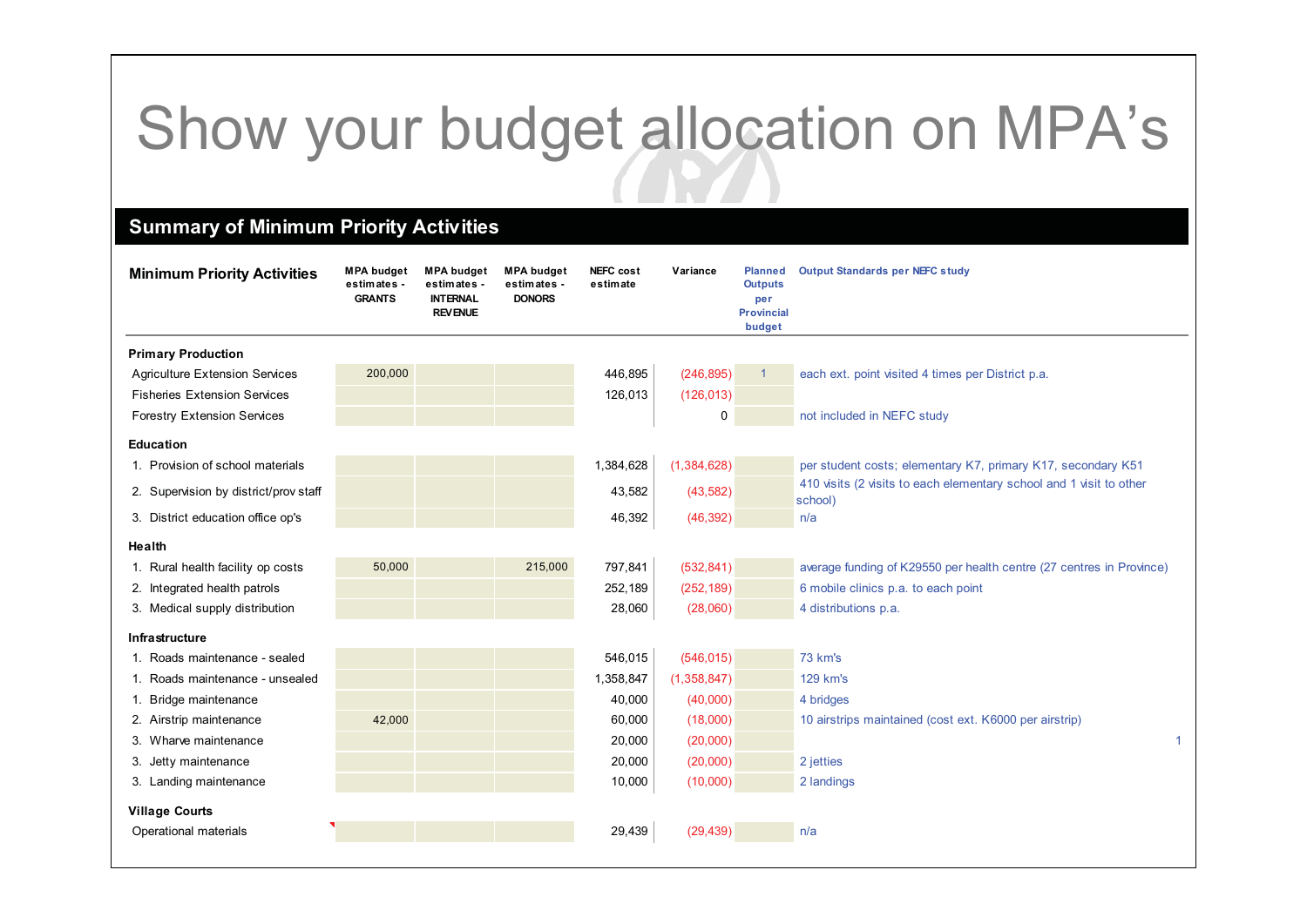# Show your budget allocation on MPA's

## Summary of Minimum Priority Activities

| Minimum Priority Activities | MPA budget estimates - GRANTS | MPA budget estimates - INTERNAL REVENUE | MPA budget estimates - DONORS | NEFC cost estimate | Variance | Planned Outputs per Provincial budget | Output Standards per NEFC study |
|---|---|---|---|---|---|---|---|
| **Primary Production** | | | | | | | |
| Agriculture Extension Services | 200,000 | | | 446,895 | (246,895) | 1 | each ext. point visited 4 times per District p.a. |
| Fisheries Extension Services | | | | 126,013 | (126,013) | | |
| Forestry Extension Services | | | | | 0 | | not included in NEFC study |
| **Education** | | | | | | | |
| 1. Provision of school materials | | | | 1,384,628 | (1,384,628) | | per student costs; elementary K7, primary K17, secondary K51 |
| 2. Supervision by district/prov staff | | | | 43,582 | (43,582) | | 410 visits (2 visits to each elementary school and 1 visit to other school) |
| 3. District education office op's | | | | 46,392 | (46,392) | | n/a |
| **Health** | | | | | | | |
| 1. Rural health facility op costs | 50,000 | | 215,000 | 797,841 | (532,841) | | average funding of K29550 per health centre (27 centres in Province) |
| 2. Integrated health patrols | | | | 252,189 | (252,189) | | 6 mobile clinics p.a. to each point |
| 3. Medical supply distribution | | | | 28,060 | (28,060) | | 4 distributions p.a. |
| **Infrastructure** | | | | | | | |
| 1. Roads maintenance - sealed | | | | 546,015 | (546,015) | | 73 km's |
| 1. Roads maintenance - unsealed | | | | 1,358,847 | (1,358,847) | | 129 km's |
| 1. Bridge maintenance | | | | 40,000 | (40,000) | | 4 bridges |
| 2. Airstrip maintenance | 42,000 | | | 60,000 | (18,000) | | 10 airstrips maintained (cost ext. K6000 per airstrip) |
| 3. Wharve maintenance | | | | 20,000 | (20,000) | | 1 |
| 3. Jetty maintenance | | | | 20,000 | (20,000) | | 2 jetties |
| 3. Landing maintenance | | | | 10,000 | (10,000) | | 2 landings |
| **Village Courts** | | | | | | | |
| Operational materials | | | | 29,439 | (29,439) | | n/a |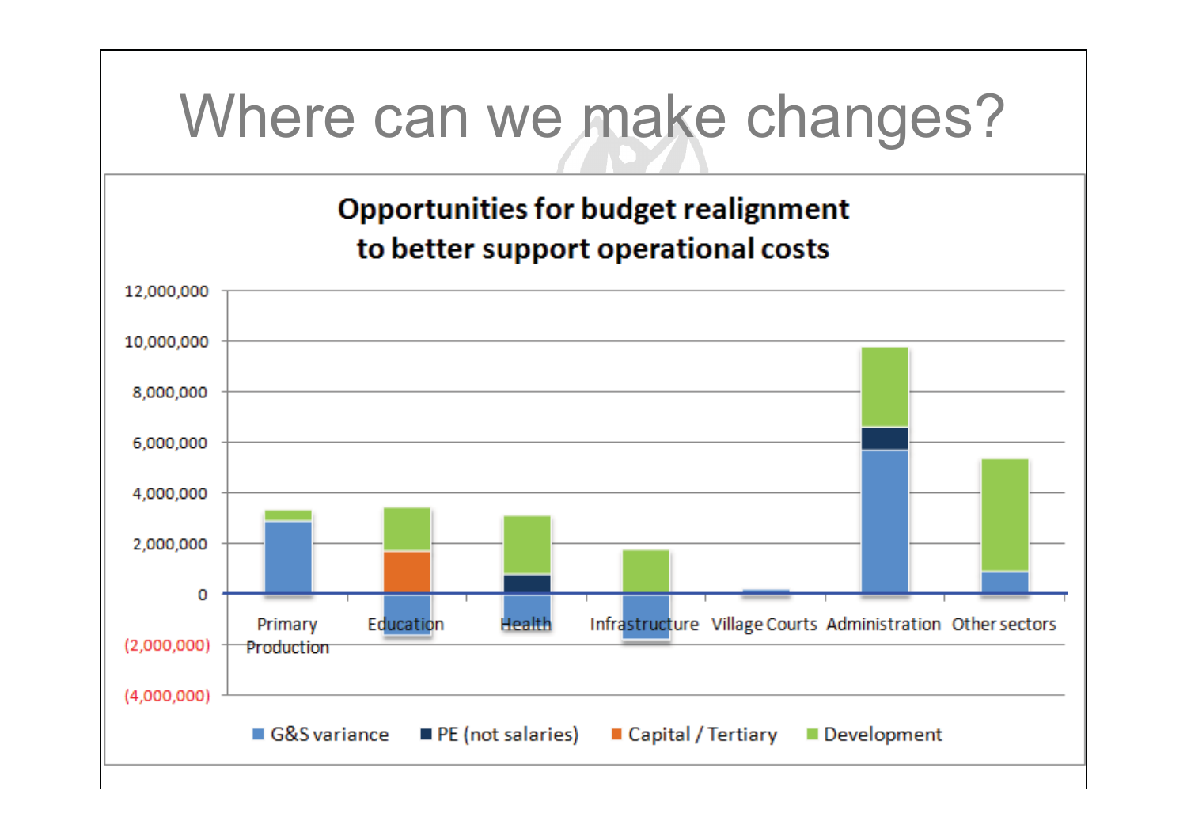# Where can we make changes?

**Opportunities for budget realignment to better support operational costs**

12,000,000
10,000,000
8,000,000
6,000,000
4,000,000
2,000,000
0
(2,000,000)
(4,000,000)

Primary Production | Education | Health | Infrastructure | Village Courts | Administration | Other sectors

G&S variance | PE (not salaries) | Capital / Tertiary | Development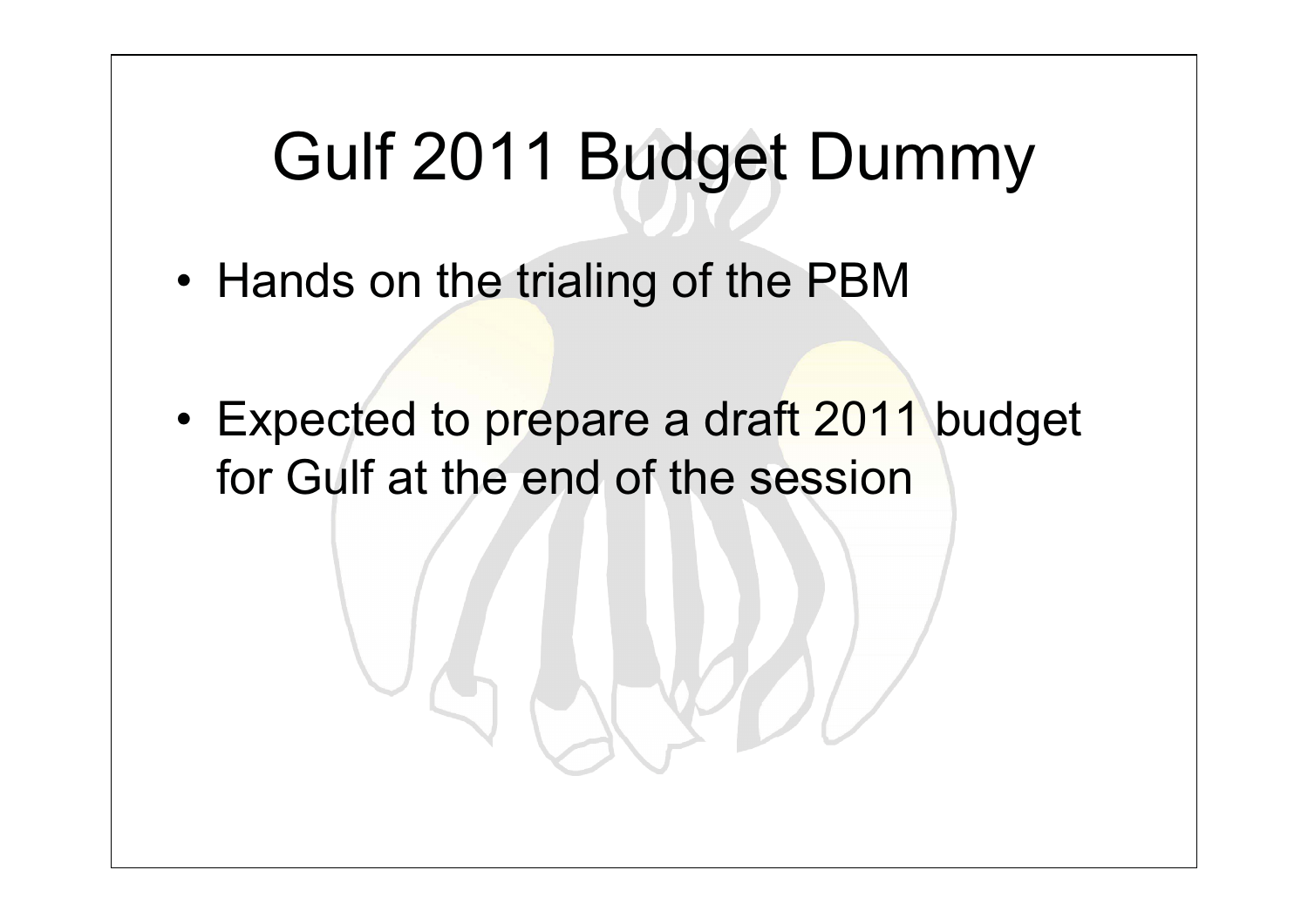# Gulf 2011 Budget Dummy

- Hands on the trialing of the PBM
- Expected to prepare a draft 2011 budget for Gulf at the end of the session